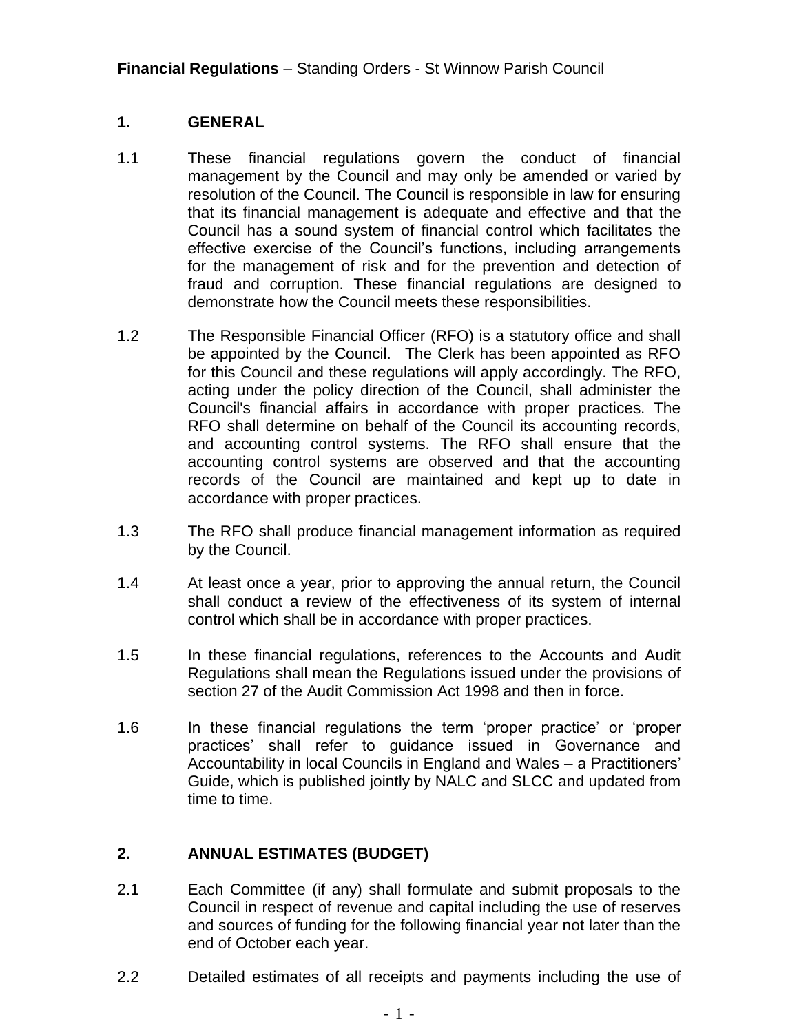**Financial Regulations** – Standing Orders - St Winnow Parish Council

## 1. GENERAL

1.1 These financial regulations govern the conduct of financial management by the Council and may only be amended or varied by resolution of the Council. The Council is responsible in law for ensuring that its financial management is adequate and effective and that the Council has a sound system of financial control which facilitates the effective exercise of the Council's functions, including arrangements for the management of risk and for the prevention and detection of fraud and corruption. These financial regulations are designed to demonstrate how the Council meets these responsibilities.

1.2 The Responsible Financial Officer (RFO) is a statutory office and shall be appointed by the Council. The Clerk has been appointed as RFO for this Council and these regulations will apply accordingly. The RFO, acting under the policy direction of the Council, shall administer the Council's financial affairs in accordance with proper practices. The RFO shall determine on behalf of the Council its accounting records, and accounting control systems. The RFO shall ensure that the accounting control systems are observed and that the accounting records of the Council are maintained and kept up to date in accordance with proper practices.

1.3 The RFO shall produce financial management information as required by the Council.

1.4 At least once a year, prior to approving the annual return, the Council shall conduct a review of the effectiveness of its system of internal control which shall be in accordance with proper practices.

1.5 In these financial regulations, references to the Accounts and Audit Regulations shall mean the Regulations issued under the provisions of section 27 of the Audit Commission Act 1998 and then in force.

1.6 In these financial regulations the term 'proper practice' or 'proper practices' shall refer to guidance issued in Governance and Accountability in local Councils in England and Wales – a Practitioners' Guide, which is published jointly by NALC and SLCC and updated from time to time.

## 2. ANNUAL ESTIMATES (BUDGET)

2.1 Each Committee (if any) shall formulate and submit proposals to the Council in respect of revenue and capital including the use of reserves and sources of funding for the following financial year not later than the end of October each year.

2.2 Detailed estimates of all receipts and payments including the use of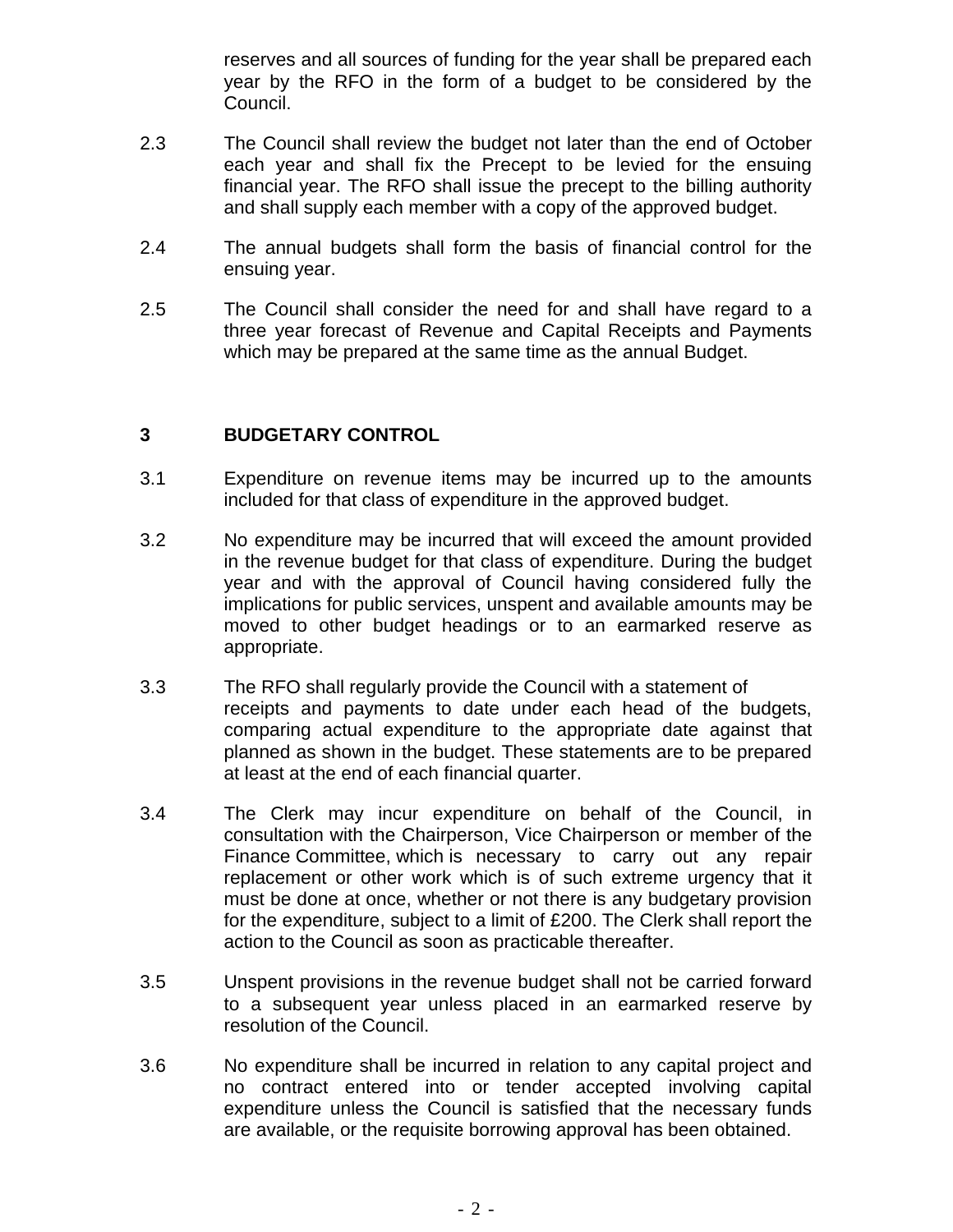reserves and all sources of funding for the year shall be prepared each year by the RFO in the form of a budget to be considered by the Council.

2.3 The Council shall review the budget not later than the end of October each year and shall fix the Precept to be levied for the ensuing financial year. The RFO shall issue the precept to the billing authority and shall supply each member with a copy of the approved budget.

2.4 The annual budgets shall form the basis of financial control for the ensuing year.

2.5 The Council shall consider the need for and shall have regard to a three year forecast of Revenue and Capital Receipts and Payments which may be prepared at the same time as the annual Budget.

## 3 BUDGETARY CONTROL

3.1 Expenditure on revenue items may be incurred up to the amounts included for that class of expenditure in the approved budget.

3.2 No expenditure may be incurred that will exceed the amount provided in the revenue budget for that class of expenditure. During the budget year and with the approval of Council having considered fully the implications for public services, unspent and available amounts may be moved to other budget headings or to an earmarked reserve as appropriate.

3.3 The RFO shall regularly provide the Council with a statement of receipts and payments to date under each head of the budgets, comparing actual expenditure to the appropriate date against that planned as shown in the budget. These statements are to be prepared at least at the end of each financial quarter.

3.4 The Clerk may incur expenditure on behalf of the Council, in consultation with the Chairperson, Vice Chairperson or member of the Finance Committee, which is necessary to carry out any repair replacement or other work which is of such extreme urgency that it must be done at once, whether or not there is any budgetary provision for the expenditure, subject to a limit of £200. The Clerk shall report the action to the Council as soon as practicable thereafter.

3.5 Unspent provisions in the revenue budget shall not be carried forward to a subsequent year unless placed in an earmarked reserve by resolution of the Council.

3.6 No expenditure shall be incurred in relation to any capital project and no contract entered into or tender accepted involving capital expenditure unless the Council is satisfied that the necessary funds are available, or the requisite borrowing approval has been obtained.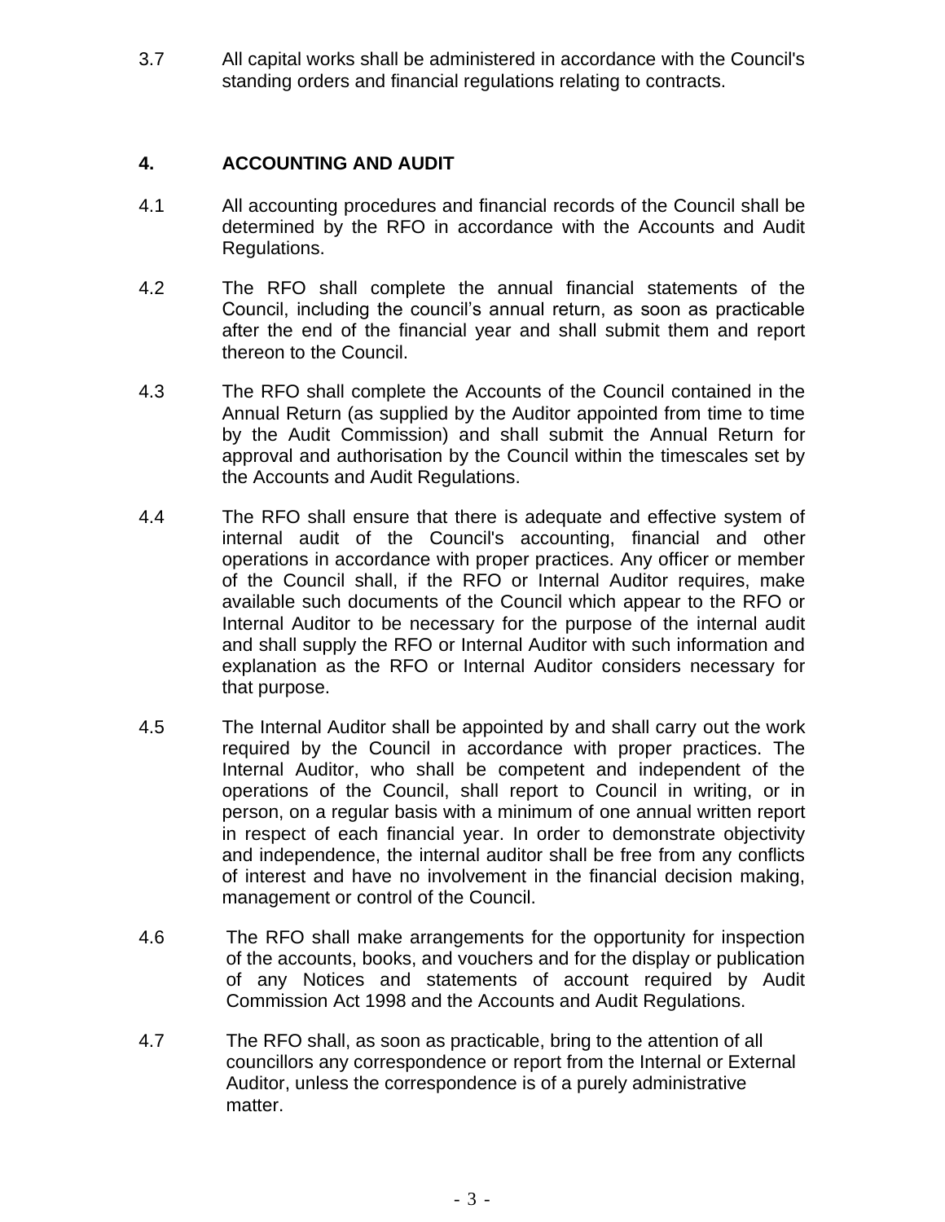3.7 All capital works shall be administered in accordance with the Council's standing orders and financial regulations relating to contracts.

## 4. ACCOUNTING AND AUDIT

4.1 All accounting procedures and financial records of the Council shall be determined by the RFO in accordance with the Accounts and Audit Regulations.

4.2 The RFO shall complete the annual financial statements of the Council, including the council's annual return, as soon as practicable after the end of the financial year and shall submit them and report thereon to the Council.

4.3 The RFO shall complete the Accounts of the Council contained in the Annual Return (as supplied by the Auditor appointed from time to time by the Audit Commission) and shall submit the Annual Return for approval and authorisation by the Council within the timescales set by the Accounts and Audit Regulations.

4.4 The RFO shall ensure that there is adequate and effective system of internal audit of the Council's accounting, financial and other operations in accordance with proper practices. Any officer or member of the Council shall, if the RFO or Internal Auditor requires, make available such documents of the Council which appear to the RFO or Internal Auditor to be necessary for the purpose of the internal audit and shall supply the RFO or Internal Auditor with such information and explanation as the RFO or Internal Auditor considers necessary for that purpose.

4.5 The Internal Auditor shall be appointed by and shall carry out the work required by the Council in accordance with proper practices. The Internal Auditor, who shall be competent and independent of the operations of the Council, shall report to Council in writing, or in person, on a regular basis with a minimum of one annual written report in respect of each financial year. In order to demonstrate objectivity and independence, the internal auditor shall be free from any conflicts of interest and have no involvement in the financial decision making, management or control of the Council.

4.6 The RFO shall make arrangements for the opportunity for inspection of the accounts, books, and vouchers and for the display or publication of any Notices and statements of account required by Audit Commission Act 1998 and the Accounts and Audit Regulations.

4.7 The RFO shall, as soon as practicable, bring to the attention of all councillors any correspondence or report from the Internal or External Auditor, unless the correspondence is of a purely administrative matter.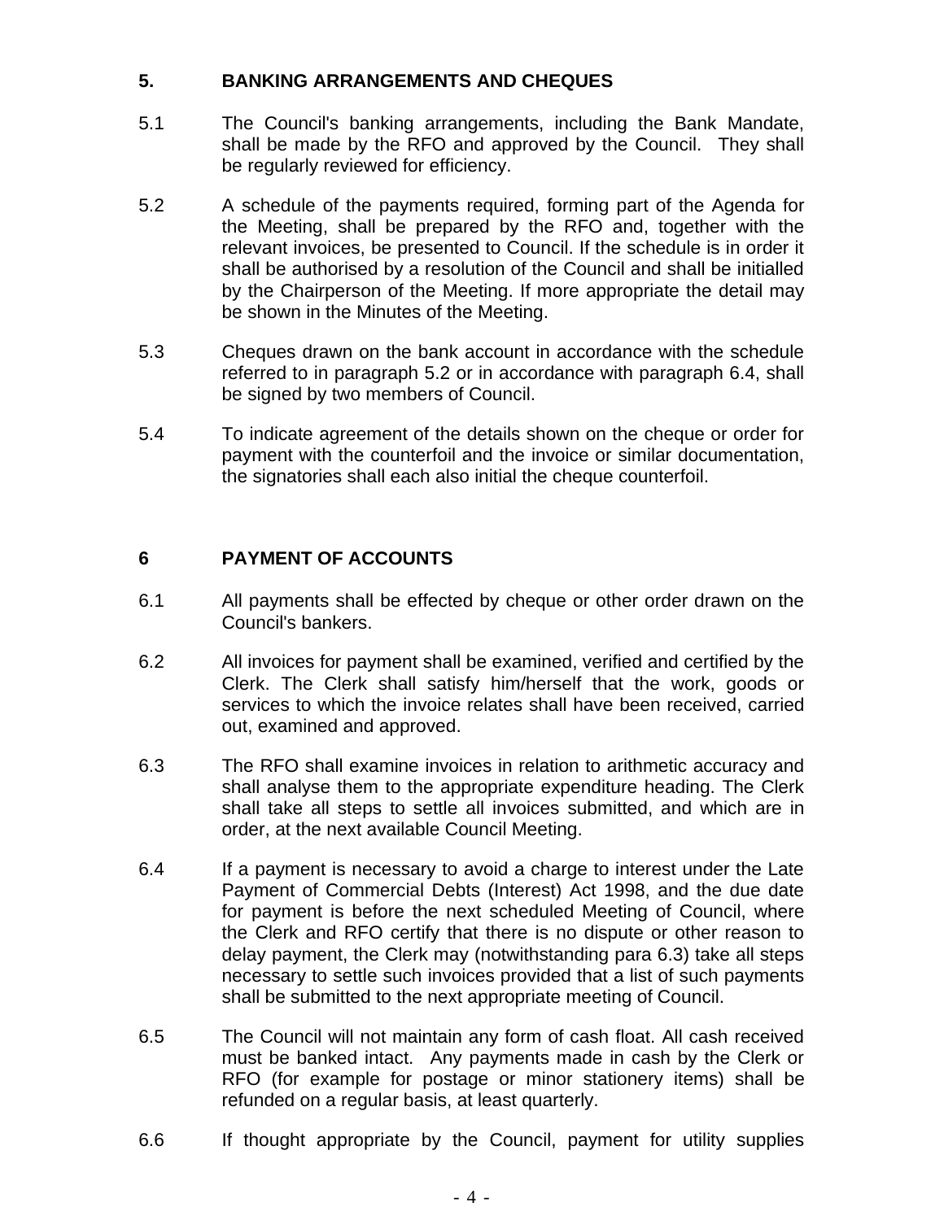## 5. BANKING ARRANGEMENTS AND CHEQUES

5.1 The Council's banking arrangements, including the Bank Mandate, shall be made by the RFO and approved by the Council. They shall be regularly reviewed for efficiency.

5.2 A schedule of the payments required, forming part of the Agenda for the Meeting, shall be prepared by the RFO and, together with the relevant invoices, be presented to Council. If the schedule is in order it shall be authorised by a resolution of the Council and shall be initialled by the Chairperson of the Meeting. If more appropriate the detail may be shown in the Minutes of the Meeting.

5.3 Cheques drawn on the bank account in accordance with the schedule referred to in paragraph 5.2 or in accordance with paragraph 6.4, shall be signed by two members of Council.

5.4 To indicate agreement of the details shown on the cheque or order for payment with the counterfoil and the invoice or similar documentation, the signatories shall each also initial the cheque counterfoil.

## 6 PAYMENT OF ACCOUNTS

6.1 All payments shall be effected by cheque or other order drawn on the Council's bankers.

6.2 All invoices for payment shall be examined, verified and certified by the Clerk. The Clerk shall satisfy him/herself that the work, goods or services to which the invoice relates shall have been received, carried out, examined and approved.

6.3 The RFO shall examine invoices in relation to arithmetic accuracy and shall analyse them to the appropriate expenditure heading. The Clerk shall take all steps to settle all invoices submitted, and which are in order, at the next available Council Meeting.

6.4 If a payment is necessary to avoid a charge to interest under the Late Payment of Commercial Debts (Interest) Act 1998, and the due date for payment is before the next scheduled Meeting of Council, where the Clerk and RFO certify that there is no dispute or other reason to delay payment, the Clerk may (notwithstanding para 6.3) take all steps necessary to settle such invoices provided that a list of such payments shall be submitted to the next appropriate meeting of Council.

6.5 The Council will not maintain any form of cash float. All cash received must be banked intact. Any payments made in cash by the Clerk or RFO (for example for postage or minor stationery items) shall be refunded on a regular basis, at least quarterly.

6.6 If thought appropriate by the Council, payment for utility supplies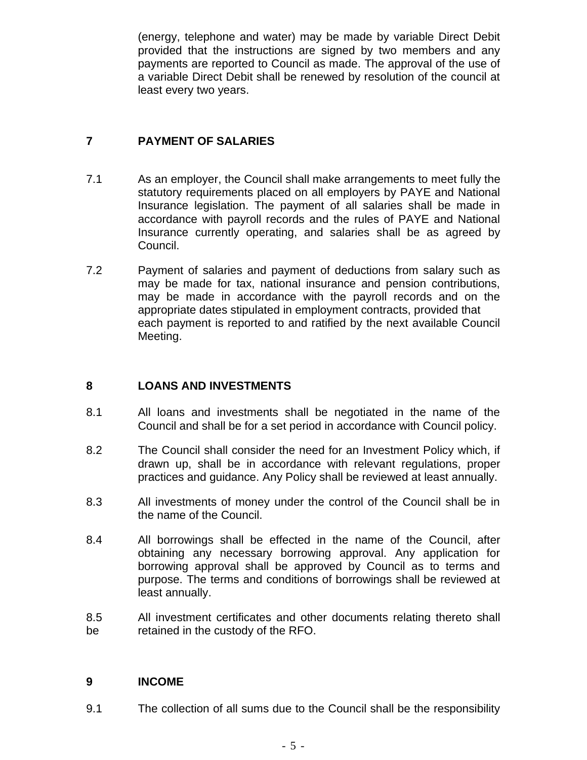(energy, telephone and water) may be made by variable Direct Debit provided that the instructions are signed by two members and any payments are reported to Council as made. The approval of the use of a variable Direct Debit shall be renewed by resolution of the council at least every two years.

## 7 PAYMENT OF SALARIES

7.1 As an employer, the Council shall make arrangements to meet fully the statutory requirements placed on all employers by PAYE and National Insurance legislation. The payment of all salaries shall be made in accordance with payroll records and the rules of PAYE and National Insurance currently operating, and salaries shall be as agreed by Council.

7.2 Payment of salaries and payment of deductions from salary such as may be made for tax, national insurance and pension contributions, may be made in accordance with the payroll records and on the appropriate dates stipulated in employment contracts, provided that each payment is reported to and ratified by the next available Council Meeting.

## 8 LOANS AND INVESTMENTS

8.1 All loans and investments shall be negotiated in the name of the Council and shall be for a set period in accordance with Council policy.

8.2 The Council shall consider the need for an Investment Policy which, if drawn up, shall be in accordance with relevant regulations, proper practices and guidance. Any Policy shall be reviewed at least annually.

8.3 All investments of money under the control of the Council shall be in the name of the Council.

8.4 All borrowings shall be effected in the name of the Council, after obtaining any necessary borrowing approval. Any application for borrowing approval shall be approved by Council as to terms and purpose. The terms and conditions of borrowings shall be reviewed at least annually.

8.5 All investment certificates and other documents relating thereto shall be retained in the custody of the RFO.

## 9 INCOME

9.1 The collection of all sums due to the Council shall be the responsibility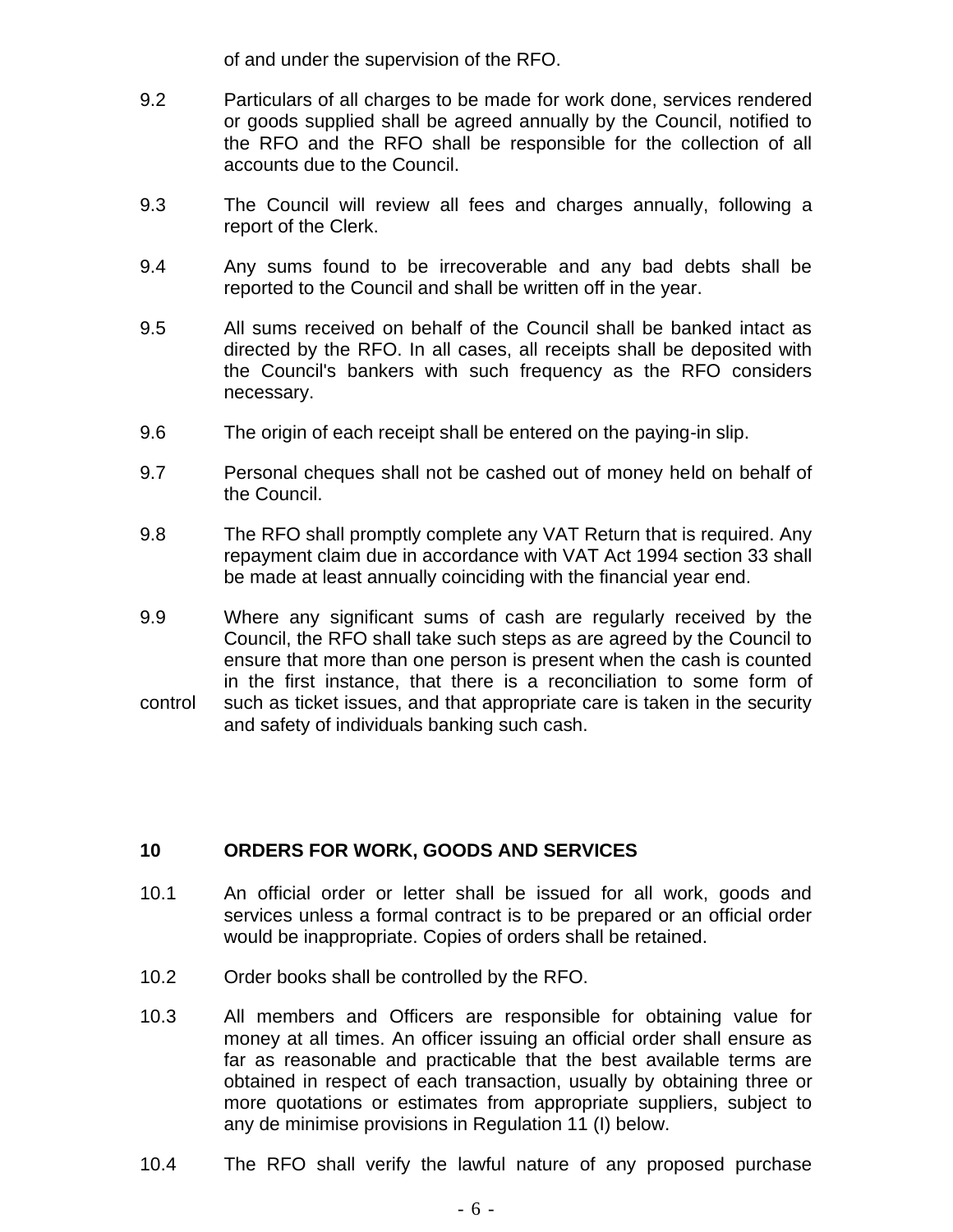of and under the supervision of the RFO.

9.2 Particulars of all charges to be made for work done, services rendered or goods supplied shall be agreed annually by the Council, notified to the RFO and the RFO shall be responsible for the collection of all accounts due to the Council.

9.3 The Council will review all fees and charges annually, following a report of the Clerk.

9.4 Any sums found to be irrecoverable and any bad debts shall be reported to the Council and shall be written off in the year.

9.5 All sums received on behalf of the Council shall be banked intact as directed by the RFO. In all cases, all receipts shall be deposited with the Council's bankers with such frequency as the RFO considers necessary.

9.6 The origin of each receipt shall be entered on the paying-in slip.

9.7 Personal cheques shall not be cashed out of money held on behalf of the Council.

9.8 The RFO shall promptly complete any VAT Return that is required. Any repayment claim due in accordance with VAT Act 1994 section 33 shall be made at least annually coinciding with the financial year end.

9.9 Where any significant sums of cash are regularly received by the Council, the RFO shall take such steps as are agreed by the Council to ensure that more than one person is present when the cash is counted in the first instance, that there is a reconciliation to some form of control such as ticket issues, and that appropriate care is taken in the security and safety of individuals banking such cash.

## 10 ORDERS FOR WORK, GOODS AND SERVICES

10.1 An official order or letter shall be issued for all work, goods and services unless a formal contract is to be prepared or an official order would be inappropriate. Copies of orders shall be retained.

10.2 Order books shall be controlled by the RFO.

10.3 All members and Officers are responsible for obtaining value for money at all times. An officer issuing an official order shall ensure as far as reasonable and practicable that the best available terms are obtained in respect of each transaction, usually by obtaining three or more quotations or estimates from appropriate suppliers, subject to any de minimise provisions in Regulation 11 (I) below.

10.4 The RFO shall verify the lawful nature of any proposed purchase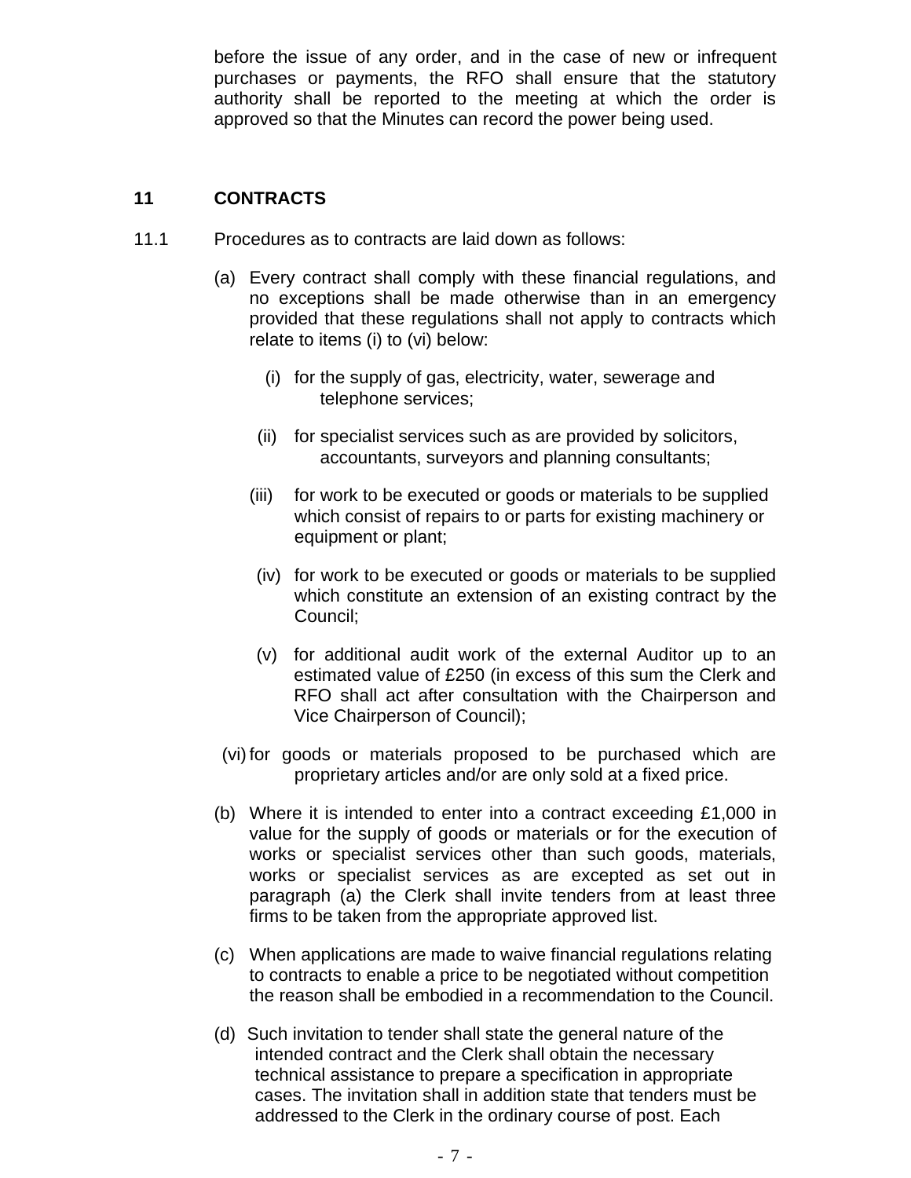before the issue of any order, and in the case of new or infrequent purchases or payments, the RFO shall ensure that the statutory authority shall be reported to the meeting at which the order is approved so that the Minutes can record the power being used.

## 11 CONTRACTS

11.1 Procedures as to contracts are laid down as follows:

(a) Every contract shall comply with these financial regulations, and no exceptions shall be made otherwise than in an emergency provided that these regulations shall not apply to contracts which relate to items (i) to (vi) below:

- (i) for the supply of gas, electricity, water, sewerage and telephone services;
- (ii) for specialist services such as are provided by solicitors, accountants, surveyors and planning consultants;
- (iii) for work to be executed or goods or materials to be supplied which consist of repairs to or parts for existing machinery or equipment or plant;
- (iv) for work to be executed or goods or materials to be supplied which constitute an extension of an existing contract by the Council;
- (v) for additional audit work of the external Auditor up to an estimated value of £250 (in excess of this sum the Clerk and RFO shall act after consultation with the Chairperson and Vice Chairperson of Council);
- (vi) for goods or materials proposed to be purchased which are proprietary articles and/or are only sold at a fixed price.

(b) Where it is intended to enter into a contract exceeding £1,000 in value for the supply of goods or materials or for the execution of works or specialist services other than such goods, materials, works or specialist services as are excepted as set out in paragraph (a) the Clerk shall invite tenders from at least three firms to be taken from the appropriate approved list.

(c) When applications are made to waive financial regulations relating to contracts to enable a price to be negotiated without competition the reason shall be embodied in a recommendation to the Council.

(d) Such invitation to tender shall state the general nature of the intended contract and the Clerk shall obtain the necessary technical assistance to prepare a specification in appropriate cases. The invitation shall in addition state that tenders must be addressed to the Clerk in the ordinary course of post. Each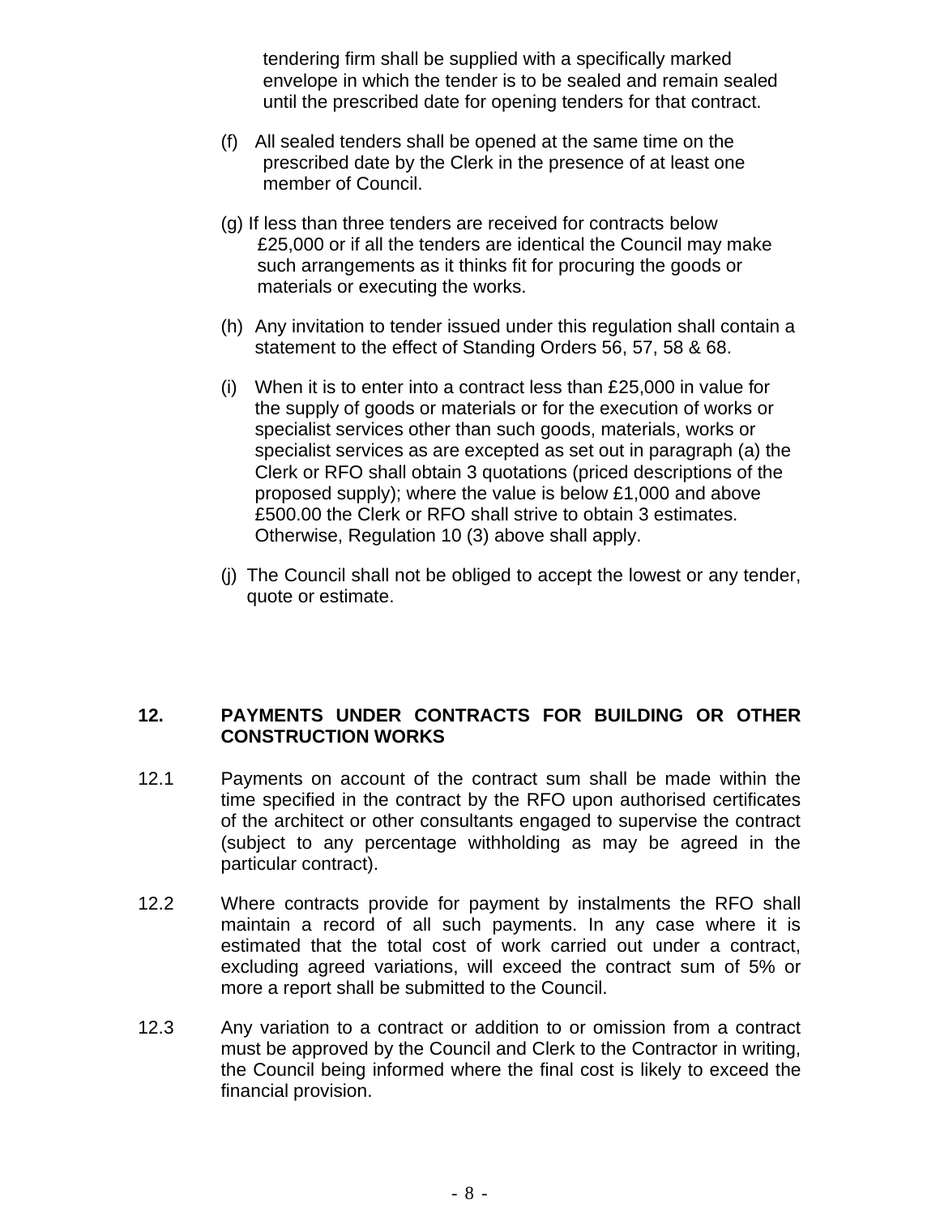tendering firm shall be supplied with a specifically marked envelope in which the tender is to be sealed and remain sealed until the prescribed date for opening tenders for that contract.

(f) All sealed tenders shall be opened at the same time on the prescribed date by the Clerk in the presence of at least one member of Council.

(g) If less than three tenders are received for contracts below £25,000 or if all the tenders are identical the Council may make such arrangements as it thinks fit for procuring the goods or materials or executing the works.

(h) Any invitation to tender issued under this regulation shall contain a statement to the effect of Standing Orders 56, 57, 58 & 68.

(i) When it is to enter into a contract less than £25,000 in value for the supply of goods or materials or for the execution of works or specialist services other than such goods, materials, works or specialist services as are excepted as set out in paragraph (a) the Clerk or RFO shall obtain 3 quotations (priced descriptions of the proposed supply); where the value is below £1,000 and above £500.00 the Clerk or RFO shall strive to obtain 3 estimates. Otherwise, Regulation 10 (3) above shall apply.

(j) The Council shall not be obliged to accept the lowest or any tender, quote or estimate.

## 12. PAYMENTS UNDER CONTRACTS FOR BUILDING OR OTHER CONSTRUCTION WORKS

12.1 Payments on account of the contract sum shall be made within the time specified in the contract by the RFO upon authorised certificates of the architect or other consultants engaged to supervise the contract (subject to any percentage withholding as may be agreed in the particular contract).

12.2 Where contracts provide for payment by instalments the RFO shall maintain a record of all such payments. In any case where it is estimated that the total cost of work carried out under a contract, excluding agreed variations, will exceed the contract sum of 5% or more a report shall be submitted to the Council.

12.3 Any variation to a contract or addition to or omission from a contract must be approved by the Council and Clerk to the Contractor in writing, the Council being informed where the final cost is likely to exceed the financial provision.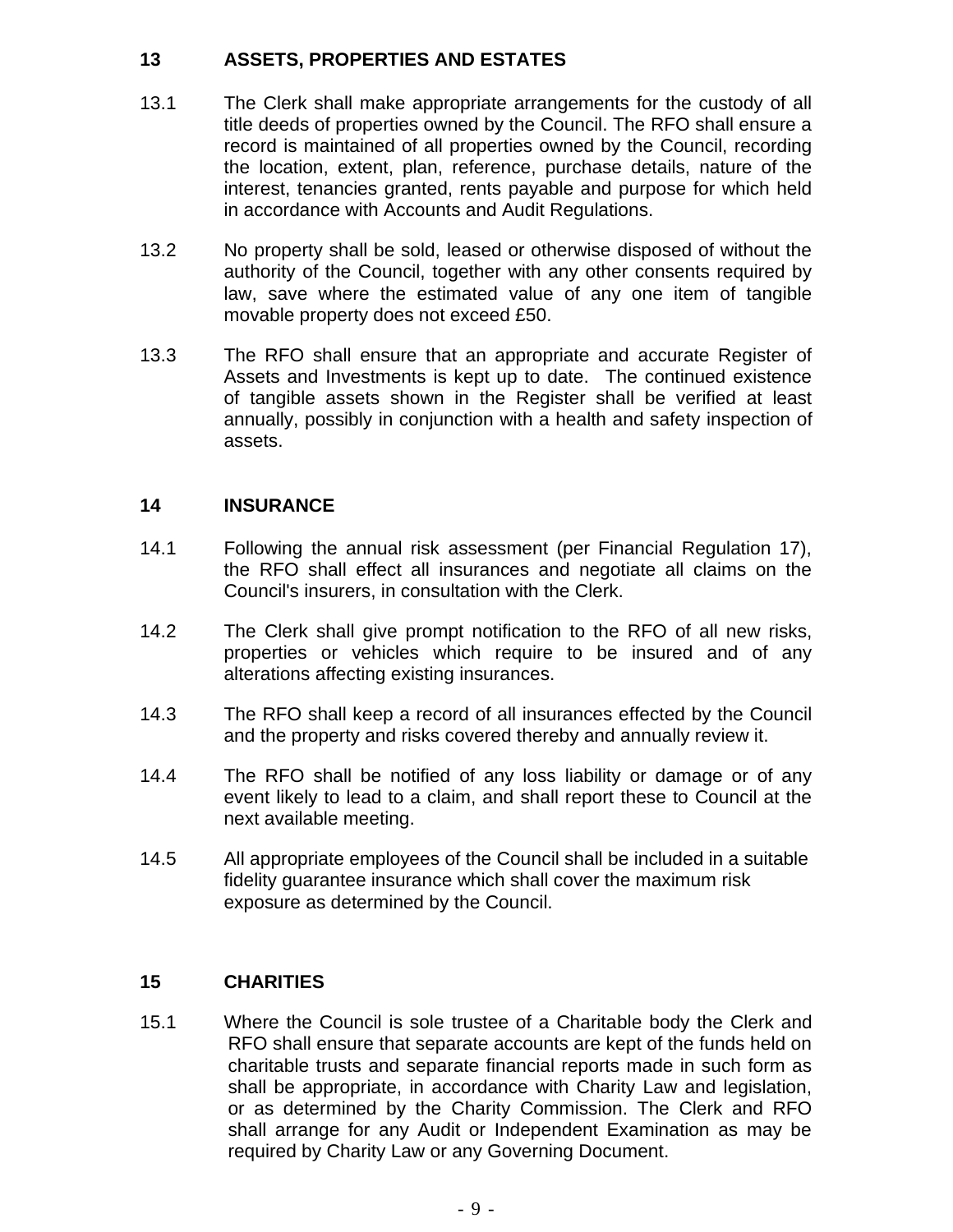## 13 ASSETS, PROPERTIES AND ESTATES

13.1 The Clerk shall make appropriate arrangements for the custody of all title deeds of properties owned by the Council. The RFO shall ensure a record is maintained of all properties owned by the Council, recording the location, extent, plan, reference, purchase details, nature of the interest, tenancies granted, rents payable and purpose for which held in accordance with Accounts and Audit Regulations.

13.2 No property shall be sold, leased or otherwise disposed of without the authority of the Council, together with any other consents required by law, save where the estimated value of any one item of tangible movable property does not exceed £50.

13.3 The RFO shall ensure that an appropriate and accurate Register of Assets and Investments is kept up to date. The continued existence of tangible assets shown in the Register shall be verified at least annually, possibly in conjunction with a health and safety inspection of assets.

## 14 INSURANCE

14.1 Following the annual risk assessment (per Financial Regulation 17), the RFO shall effect all insurances and negotiate all claims on the Council's insurers, in consultation with the Clerk.

14.2 The Clerk shall give prompt notification to the RFO of all new risks, properties or vehicles which require to be insured and of any alterations affecting existing insurances.

14.3 The RFO shall keep a record of all insurances effected by the Council and the property and risks covered thereby and annually review it.

14.4 The RFO shall be notified of any loss liability or damage or of any event likely to lead to a claim, and shall report these to Council at the next available meeting.

14.5 All appropriate employees of the Council shall be included in a suitable fidelity guarantee insurance which shall cover the maximum risk exposure as determined by the Council.

## 15 CHARITIES

15.1 Where the Council is sole trustee of a Charitable body the Clerk and RFO shall ensure that separate accounts are kept of the funds held on charitable trusts and separate financial reports made in such form as shall be appropriate, in accordance with Charity Law and legislation, or as determined by the Charity Commission. The Clerk and RFO shall arrange for any Audit or Independent Examination as may be required by Charity Law or any Governing Document.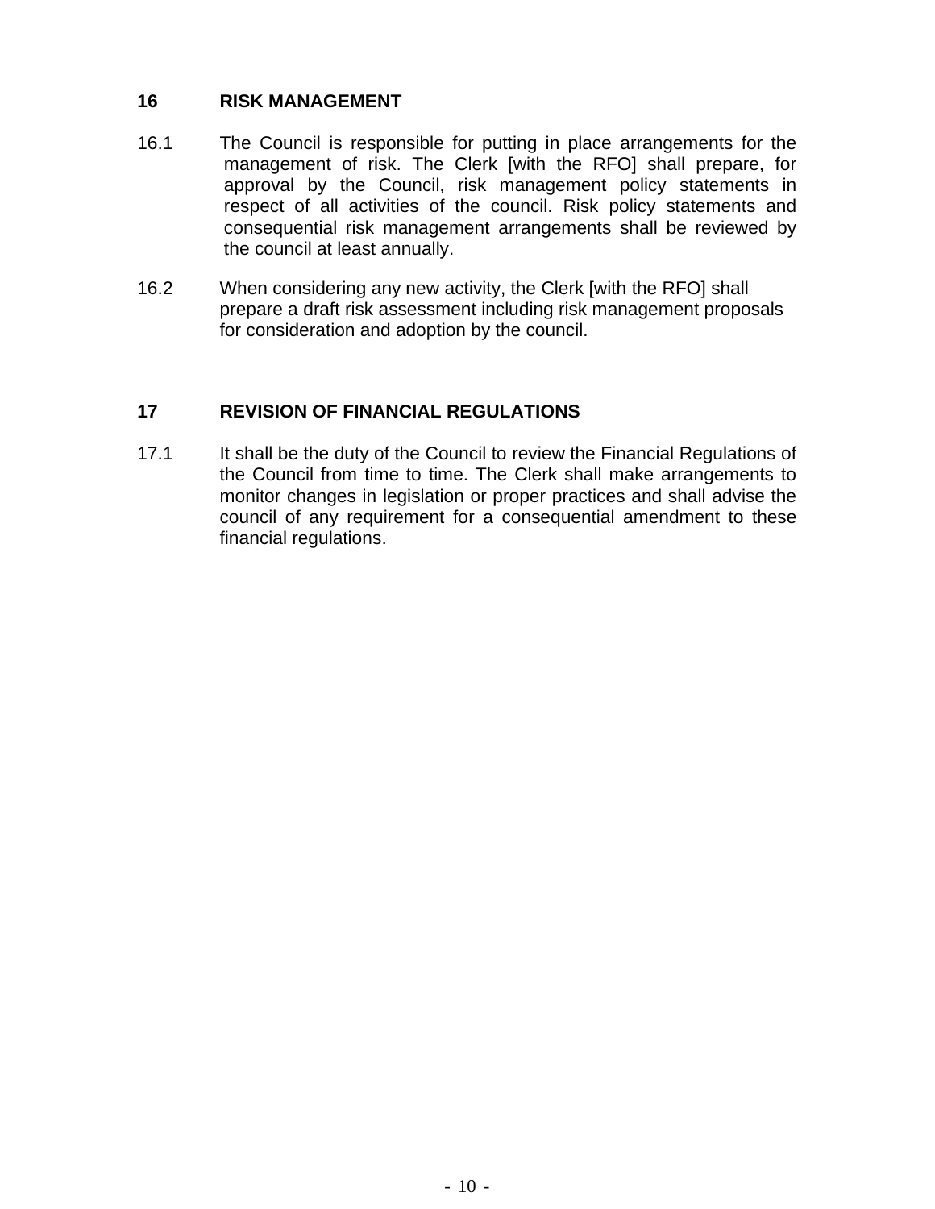## 16 RISK MANAGEMENT

16.1 The Council is responsible for putting in place arrangements for the management of risk. The Clerk [with the RFO] shall prepare, for approval by the Council, risk management policy statements in respect of all activities of the council. Risk policy statements and consequential risk management arrangements shall be reviewed by the council at least annually.

16.2 When considering any new activity, the Clerk [with the RFO] shall prepare a draft risk assessment including risk management proposals for consideration and adoption by the council.

## 17 REVISION OF FINANCIAL REGULATIONS

17.1 It shall be the duty of the Council to review the Financial Regulations of the Council from time to time. The Clerk shall make arrangements to monitor changes in legislation or proper practices and shall advise the council of any requirement for a consequential amendment to these financial regulations.